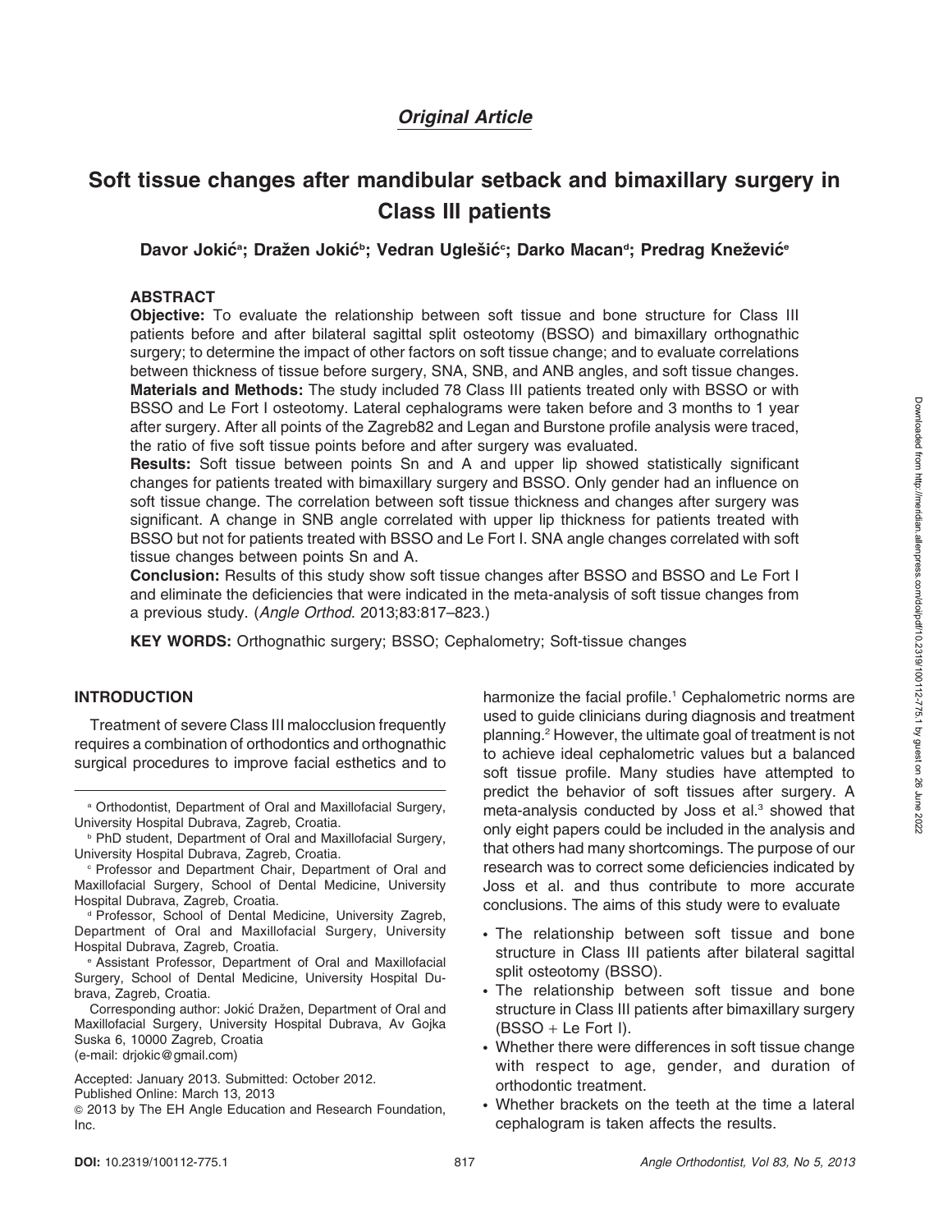*Original Article*

# Soft tissue changes after mandibular setback and bimaxillary surgery in Class III patients

**Davor Jokić[a]; Dražen Jokić[b]; Vedran Uglešić[c]; Darko Macan[d]; Predrag Knežević[e]**

## ABSTRACT

**Objective:** To evaluate the relationship between soft tissue and bone structure for Class III patients before and after bilateral sagittal split osteotomy (BSSO) and bimaxillary orthognathic surgery; to determine the impact of other factors on soft tissue change; and to evaluate correlations between thickness of tissue before surgery, SNA, SNB, and ANB angles, and soft tissue changes.

**Materials and Methods:** The study included 78 Class III patients treated only with BSSO or with BSSO and Le Fort I osteotomy. Lateral cephalograms were taken before and 3 months to 1 year after surgery. After all points of the Zagreb82 and Legan and Burstone profile analysis were traced, the ratio of five soft tissue points before and after surgery was evaluated.

**Results:** Soft tissue between points Sn and A and upper lip showed statistically significant changes for patients treated with bimaxillary surgery and BSSO. Only gender had an influence on soft tissue change. The correlation between soft tissue thickness and changes after surgery was significant. A change in SNB angle correlated with upper lip thickness for patients treated with BSSO but not for patients treated with BSSO and Le Fort I. SNA angle changes correlated with soft tissue changes between points Sn and A.

**Conclusion:** Results of this study show soft tissue changes after BSSO and BSSO and Le Fort I and eliminate the deficiencies that were indicated in the meta-analysis of soft tissue changes from a previous study. (*Angle Orthod.* 2013;83:817–823.)

**KEY WORDS:** Orthognathic surgery; BSSO; Cephalometry; Soft-tissue changes

## INTRODUCTION

Treatment of severe Class III malocclusion frequently requires a combination of orthodontics and orthognathic surgical procedures to improve facial esthetics and to harmonize the facial profile.[1] Cephalometric norms are used to guide clinicians during diagnosis and treatment planning.[2] However, the ultimate goal of treatment is not to achieve ideal cephalometric values but a balanced soft tissue profile. Many studies have attempted to predict the behavior of soft tissues after surgery. A meta-analysis conducted by Joss et al.[3] showed that only eight papers could be included in the analysis and that others had many shortcomings. The purpose of our research was to correct some deficiencies indicated by Joss et al. and thus contribute to more accurate conclusions. The aims of this study were to evaluate

- The relationship between soft tissue and bone structure in Class III patients after bilateral sagittal split osteotomy (BSSO).
- The relationship between soft tissue and bone structure in Class III patients after bimaxillary surgery (BSSO + Le Fort I).
- Whether there were differences in soft tissue change with respect to age, gender, and duration of orthodontic treatment.
- Whether brackets on the teeth at the time a lateral cephalogram is taken affects the results.

[a] Orthodontist, Department of Oral and Maxillofacial Surgery, University Hospital Dubrava, Zagreb, Croatia.

[b] PhD student, Department of Oral and Maxillofacial Surgery, University Hospital Dubrava, Zagreb, Croatia.

[c] Professor and Department Chair, Department of Oral and Maxillofacial Surgery, School of Dental Medicine, University Hospital Dubrava, Zagreb, Croatia.

[d] Professor, School of Dental Medicine, University Zagreb, Department of Oral and Maxillofacial Surgery, University Hospital Dubrava, Zagreb, Croatia.

[e] Assistant Professor, Department of Oral and Maxillofacial Surgery, School of Dental Medicine, University Hospital Dubrava, Zagreb, Croatia.

Corresponding author: Jokić Dražen, Department of Oral and Maxillofacial Surgery, University Hospital Dubrava, Av Gojka Suska 6, 10000 Zagreb, Croatia (e-mail: drjokic@gmail.com)

Accepted: January 2013. Submitted: October 2012.
Published Online: March 13, 2013
© 2013 by The EH Angle Education and Research Foundation, Inc.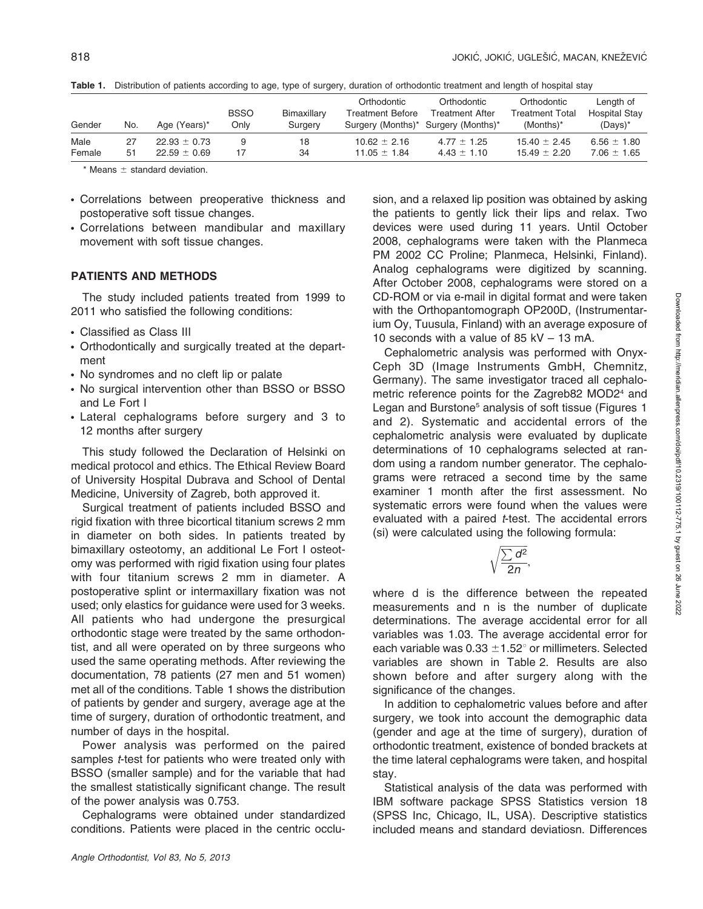**Table 1.** Distribution of patients according to age, type of surgery, duration of orthodontic treatment and length of hospital stay

| Gender | No. | Age (Years)* | BSSO Only | Bimaxillary Surgery | Orthodontic Treatment Before Surgery (Months)* | Orthodontic Treatment After Surgery (Months)* | Orthodontic Treatment Total (Months)* | Length of Hospital Stay (Days)* |
|---|---|---|---|---|---|---|---|---|
| Male | 27 | 22.93 ± 0.73 | 9 | 18 | 10.62 ± 2.16 | 4.77 ± 1.25 | 15.40 ± 2.45 | 6.56 ± 1.80 |
| Female | 51 | 22.59 ± 0.69 | 17 | 34 | 11.05 ± 1.84 | 4.43 ± 1.10 | 15.49 ± 2.20 | 7.06 ± 1.65 |

* Means ± standard deviation.

- Correlations between preoperative thickness and postoperative soft tissue changes.
- Correlations between mandibular and maxillary movement with soft tissue changes.

## PATIENTS AND METHODS

The study included patients treated from 1999 to 2011 who satisfied the following conditions:

- Classified as Class III
- Orthodontically and surgically treated at the department
- No syndromes and no cleft lip or palate
- No surgical intervention other than BSSO or BSSO and Le Fort I
- Lateral cephalograms before surgery and 3 to 12 months after surgery

This study followed the Declaration of Helsinki on medical protocol and ethics. The Ethical Review Board of University Hospital Dubrava and School of Dental Medicine, University of Zagreb, both approved it.

Surgical treatment of patients included BSSO and rigid fixation with three bicortical titanium screws 2 mm in diameter on both sides. In patients treated by bimaxillary osteotomy, an additional Le Fort I osteotomy was performed with rigid fixation using four plates with four titanium screws 2 mm in diameter. A postoperative splint or intermaxillary fixation was not used; only elastics for guidance were used for 3 weeks. All patients who had undergone the presurgical orthodontic stage were treated by the same orthodontist, and all were operated on by three surgeons who used the same operating methods. After reviewing the documentation, 78 patients (27 men and 51 women) met all of the conditions. Table 1 shows the distribution of patients by gender and surgery, average age at the time of surgery, duration of orthodontic treatment, and number of days in the hospital.

Power analysis was performed on the paired samples *t*-test for patients who were treated only with BSSO (smaller sample) and for the variable that had the smallest statistically significant change. The result of the power analysis was 0.753.

Cephalograms were obtained under standardized conditions. Patients were placed in the centric occlusion, and a relaxed lip position was obtained by asking the patients to gently lick their lips and relax. Two devices were used during 11 years. Until October 2008, cephalograms were taken with the Planmeca PM 2002 CC Proline; Planmeca, Helsinki, Finland). Analog cephalograms were digitized by scanning. After October 2008, cephalograms were stored on a CD-ROM or via e-mail in digital format and were taken with the Orthopantomograph OP200D, (Instrumentarium Oy, Tuusula, Finland) with an average exposure of 10 seconds with a value of 85 kV – 13 mA.

Cephalometric analysis was performed with Onyx-Ceph 3D (Image Instruments GmbH, Chemnitz, Germany). The same investigator traced all cephalometric reference points for the Zagreb82 MOD2[4] and Legan and Burstone[5] analysis of soft tissue (Figures 1 and 2). Systematic and accidental errors of the cephalometric analysis were evaluated by duplicate determinations of 10 cephalograms selected at random using a random number generator. The cephalograms were retraced a second time by the same examiner 1 month after the first assessment. No systematic errors were found when the values were evaluated with a paired *t*-test. The accidental errors (si) were calculated using the following formula:

$$\sqrt{\frac{\sum d^2}{2n}},$$

where d is the difference between the repeated measurements and n is the number of duplicate determinations. The average accidental error for all variables was 1.03. The average accidental error for each variable was $0.33 \pm 1.52^\circ$ or millimeters. Selected variables are shown in Table 2. Results are also shown before and after surgery along with the significance of the changes.

In addition to cephalometric values before and after surgery, we took into account the demographic data (gender and age at the time of surgery), duration of orthodontic treatment, existence of bonded brackets at the time lateral cephalograms were taken, and hospital stay.

Statistical analysis of the data was performed with IBM software package SPSS Statistics version 18 (SPSS Inc, Chicago, IL, USA). Descriptive statistics included means and standard deviatiosn. Differences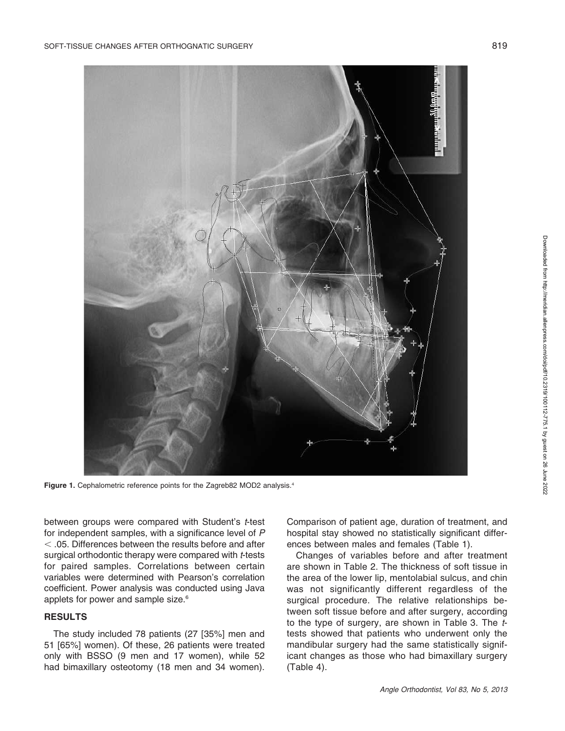Figure 1. Cephalometric reference points for the Zagreb82 MOD2 analysis.[4]

between groups were compared with Student's *t*-test for independent samples, with a significance level of $P < .05$. Differences between the results before and after surgical orthodontic therapy were compared with *t*-tests for paired samples. Correlations between certain variables were determined with Pearson's correlation coefficient. Power analysis was conducted using Java applets for power and sample size.[6]

## RESULTS

The study included 78 patients (27 [35%] men and 51 [65%] women). Of these, 26 patients were treated only with BSSO (9 men and 17 women), while 52 had bimaxillary osteotomy (18 men and 34 women). Comparison of patient age, duration of treatment, and hospital stay showed no statistically significant differences between males and females (Table 1).

Changes of variables before and after treatment are shown in Table 2. The thickness of soft tissue in the area of the lower lip, mentolabial sulcus, and chin was not significantly different regardless of the surgical procedure. The relative relationships between soft tissue before and after surgery, according to the type of surgery, are shown in Table 3. The *t*-tests showed that patients who underwent only the mandibular surgery had the same statistically significant changes as those who had bimaxillary surgery (Table 4).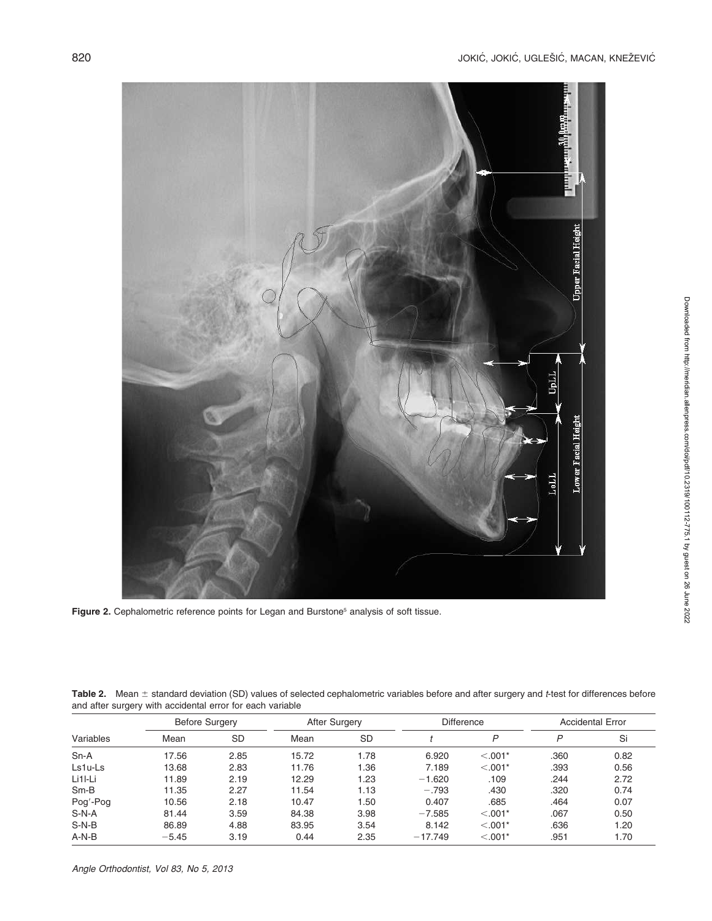Figure 2. Cephalometric reference points for Legan and Burstone[5] analysis of soft tissue.

**Table 2.** Mean ± standard deviation (SD) values of selected cephalometric variables before and after surgery and *t*-test for differences before and after surgery with accidental error for each variable

| Variables | Before Surgery | | After Surgery | | Difference | | Accidental Error | |
|---|---|---|---|---|---|---|---|---|
| | Mean | SD | Mean | SD | *t* | *P* | *P* | Si |
| Sn-A | 17.56 | 2.85 | 15.72 | 1.78 | 6.920 | <.001* | .360 | 0.82 |
| Ls1u-Ls | 13.68 | 2.83 | 11.76 | 1.36 | 7.189 | <.001* | .393 | 0.56 |
| Li1l-Li | 11.89 | 2.19 | 12.29 | 1.23 | −1.620 | .109 | .244 | 2.72 |
| Sm-B | 11.35 | 2.27 | 11.54 | 1.13 | −.793 | .430 | .320 | 0.74 |
| Pog′-Pog | 10.56 | 2.18 | 10.47 | 1.50 | 0.407 | .685 | .464 | 0.07 |
| S-N-A | 81.44 | 3.59 | 84.38 | 3.98 | −7.585 | <.001* | .067 | 0.50 |
| S-N-B | 86.89 | 4.88 | 83.95 | 3.54 | 8.142 | <.001* | .636 | 1.20 |
| A-N-B | −5.45 | 3.19 | 0.44 | 2.35 | −17.749 | <.001* | .951 | 1.70 |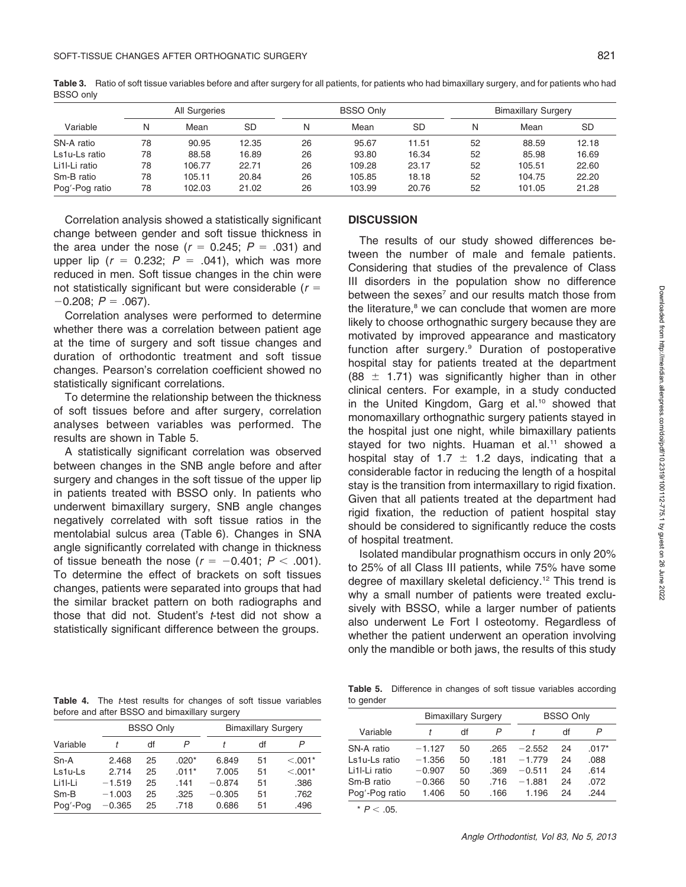**Table 3.** Ratio of soft tissue variables before and after surgery for all patients, for patients who had bimaxillary surgery, and for patients who had BSSO only

| Variable | All Surgeries | | | BSSO Only | | | Bimaxillary Surgery | | |
|---|---|---|---|---|---|---|---|---|---|
| | N | Mean | SD | N | Mean | SD | N | Mean | SD |
| SN-A ratio | 78 | 90.95 | 12.35 | 26 | 95.67 | 11.51 | 52 | 88.59 | 12.18 |
| Ls1u-Ls ratio | 78 | 88.58 | 16.89 | 26 | 93.80 | 16.34 | 52 | 85.98 | 16.69 |
| Li1l-Li ratio | 78 | 106.77 | 22.71 | 26 | 109.28 | 23.17 | 52 | 105.51 | 22.60 |
| Sm-B ratio | 78 | 105.11 | 20.84 | 26 | 105.85 | 18.18 | 52 | 104.75 | 22.20 |
| Pog′-Pog ratio | 78 | 102.03 | 21.02 | 26 | 103.99 | 20.76 | 52 | 101.05 | 21.28 |

Correlation analysis showed a statistically significant change between gender and soft tissue thickness in the area under the nose ($r = 0.245$; $P = .031$) and upper lip ($r = 0.232$; $P = .041$), which was more reduced in men. Soft tissue changes in the chin were not statistically significant but were considerable ($r = -0.208$; $P = .067$).

Correlation analyses were performed to determine whether there was a correlation between patient age at the time of surgery and soft tissue changes and duration of orthodontic treatment and soft tissue changes. Pearson's correlation coefficient showed no statistically significant correlations.

To determine the relationship between the thickness of soft tissues before and after surgery, correlation analyses between variables was performed. The results are shown in Table 5.

A statistically significant correlation was observed between changes in the SNB angle before and after surgery and changes in the soft tissue of the upper lip in patients treated with BSSO only. In patients who underwent bimaxillary surgery, SNB angle changes negatively correlated with soft tissue ratios in the mentolabial sulcus area (Table 6). Changes in SNA angle significantly correlated with change in thickness of tissue beneath the nose ($r = -0.401$; $P < .001$). To determine the effect of brackets on soft tissues changes, patients were separated into groups that had the similar bracket pattern on both radiographs and those that did not. Student's *t*-test did not show a statistically significant difference between the groups.

**Table 4.** The *t*-test results for changes of soft tissue variables before and after BSSO and bimaxillary surgery

| Variable | BSSO Only | | | Bimaxillary Surgery | | |
|---|---|---|---|---|---|---|
| | *t* | df | *P* | *t* | df | *P* |
| Sn-A | 2.468 | 25 | .020* | 6.849 | 51 | <.001* |
| Ls1u-Ls | 2.714 | 25 | .011* | 7.005 | 51 | <.001* |
| Li1l-Li | −1.519 | 25 | .141 | −0.874 | 51 | .386 |
| Sm-B | −1.003 | 25 | .325 | −0.305 | 51 | .762 |
| Pog′-Pog | −0.365 | 25 | .718 | 0.686 | 51 | .496 |

## DISCUSSION

The results of our study showed differences between the number of male and female patients. Considering that studies of the prevalence of Class III disorders in the population show no difference between the sexes[7] and our results match those from the literature,[8] we can conclude that women are more likely to choose orthognathic surgery because they are motivated by improved appearance and masticatory function after surgery.[9] Duration of postoperative hospital stay for patients treated at the department ($88 \pm 1.71$) was significantly higher than in other clinical centers. For example, in a study conducted in the United Kingdom, Garg et al.[10] showed that monomaxillary orthognathic surgery patients stayed in the hospital just one night, while bimaxillary patients stayed for two nights. Huaman et al.[11] showed a hospital stay of $1.7 \pm 1.2$ days, indicating that a considerable factor in reducing the length of a hospital stay is the transition from intermaxillary to rigid fixation. Given that all patients treated at the department had rigid fixation, the reduction of patient hospital stay should be considered to significantly reduce the costs of hospital treatment.

Isolated mandibular prognathism occurs in only 20% to 25% of all Class III patients, while 75% have some degree of maxillary skeletal deficiency.[12] This trend is why a small number of patients were treated exclusively with BSSO, while a larger number of patients also underwent Le Fort I osteotomy. Regardless of whether the patient underwent an operation involving only the mandible or both jaws, the results of this study

**Table 5.** Difference in changes of soft tissue variables according to gender

| Variable | Bimaxillary Surgery | | | BSSO Only | | |
|---|---|---|---|---|---|---|
| | *t* | df | *P* | *t* | df | *P* |
| SN-A ratio | −1.127 | 50 | .265 | −2.552 | 24 | .017* |
| Ls1u-Ls ratio | −1.356 | 50 | .181 | −1.779 | 24 | .088 |
| Li1l-Li ratio | −0.907 | 50 | .369 | −0.511 | 24 | .614 |
| Sm-B ratio | −0.366 | 50 | .716 | −1.881 | 24 | .072 |
| Pog′-Pog ratio | 1.406 | 50 | .166 | 1.196 | 24 | .244 |

\* $P < .05$.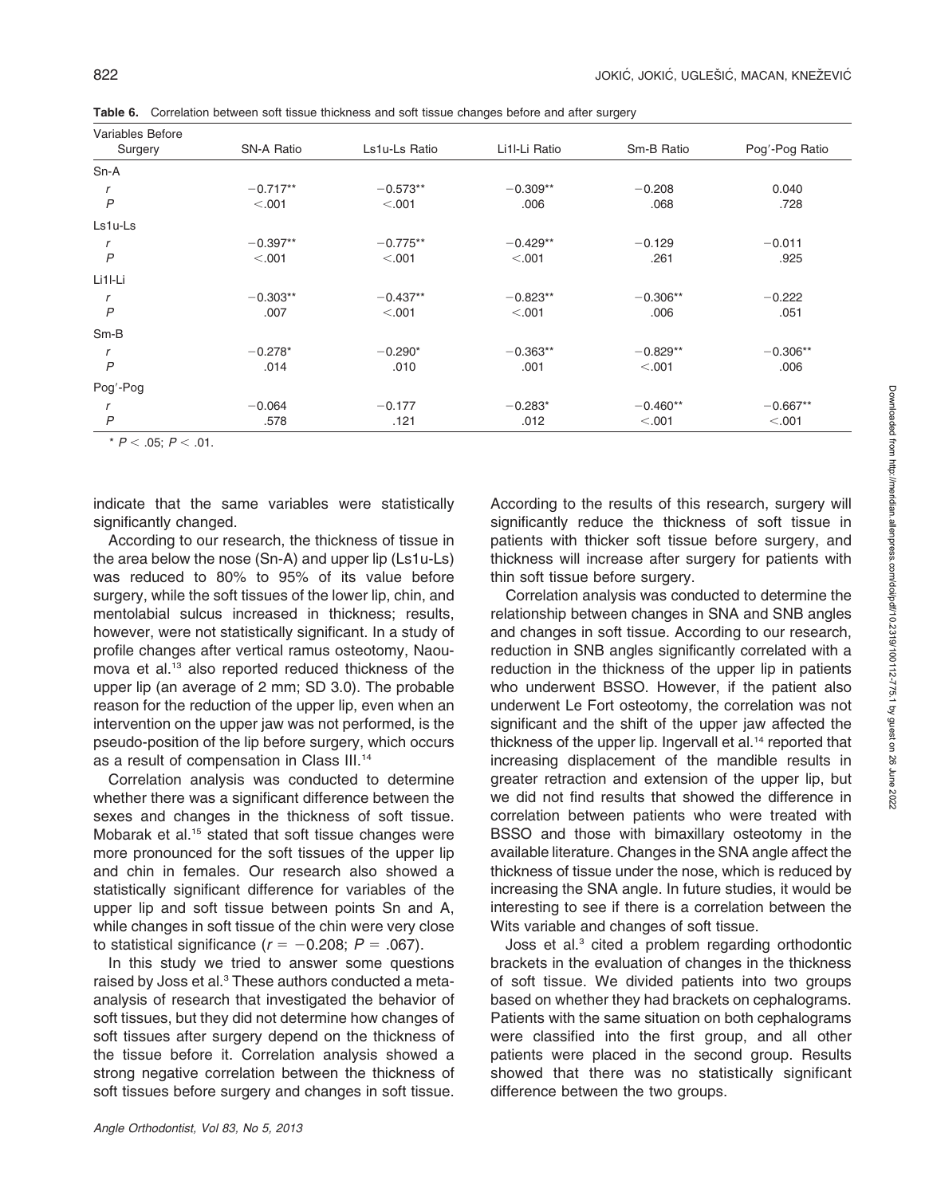**Table 6.** Correlation between soft tissue thickness and soft tissue changes before and after surgery

| Variables Before Surgery | SN-A Ratio | Ls1u-Ls Ratio | Li1l-Li Ratio | Sm-B Ratio | Pog′-Pog Ratio |
|---|---|---|---|---|---|
| Sn-A | | | | | |
| $r$ | −0.717** | −0.573** | −0.309** | −0.208 | 0.040 |
| $P$ | <.001 | <.001 | .006 | .068 | .728 |
| Ls1u-Ls | | | | | |
| $r$ | −0.397** | −0.775** | −0.429** | −0.129 | −0.011 |
| $P$ | <.001 | <.001 | <.001 | .261 | .925 |
| Li1l-Li | | | | | |
| $r$ | −0.303** | −0.437** | −0.823** | −0.306** | −0.222 |
| $P$ | .007 | <.001 | <.001 | .006 | .051 |
| Sm-B | | | | | |
| $r$ | −0.278* | −0.290* | −0.363** | −0.829** | −0.306** |
| $P$ | .014 | .010 | .001 | <.001 | .006 |
| Pog′-Pog | | | | | |
| $r$ | −0.064 | −0.177 | −0.283* | −0.460** | −0.667** |
| $P$ | .578 | .121 | .012 | <.001 | <.001 |

* $P < .05$; $P < .01$.

indicate that the same variables were statistically significantly changed.

According to our research, the thickness of tissue in the area below the nose (Sn-A) and upper lip (Ls1u-Ls) was reduced to 80% to 95% of its value before surgery, while the soft tissues of the lower lip, chin, and mentolabial sulcus increased in thickness; results, however, were not statistically significant. In a study of profile changes after vertical ramus osteotomy, Naoumova et al.[13] also reported reduced thickness of the upper lip (an average of 2 mm; SD 3.0). The probable reason for the reduction of the upper lip, even when an intervention on the upper jaw was not performed, is the pseudo-position of the lip before surgery, which occurs as a result of compensation in Class III.[14]

Correlation analysis was conducted to determine whether there was a significant difference between the sexes and changes in the thickness of soft tissue. Mobarak et al.[15] stated that soft tissue changes were more pronounced for the soft tissues of the upper lip and chin in females. Our research also showed a statistically significant difference for variables of the upper lip and soft tissue between points Sn and A, while changes in soft tissue of the chin were very close to statistical significance ($r = -0.208$; $P = .067$).

In this study we tried to answer some questions raised by Joss et al.[3] These authors conducted a meta-analysis of research that investigated the behavior of soft tissues, but they did not determine how changes of soft tissues after surgery depend on the thickness of the tissue before it. Correlation analysis showed a strong negative correlation between the thickness of soft tissues before surgery and changes in soft tissue. According to the results of this research, surgery will significantly reduce the thickness of soft tissue in patients with thicker soft tissue before surgery, and thickness will increase after surgery for patients with thin soft tissue before surgery.

Correlation analysis was conducted to determine the relationship between changes in SNA and SNB angles and changes in soft tissue. According to our research, reduction in SNB angles significantly correlated with a reduction in the thickness of the upper lip in patients who underwent BSSO. However, if the patient also underwent Le Fort osteotomy, the correlation was not significant and the shift of the upper jaw affected the thickness of the upper lip. Ingervall et al.[14] reported that increasing displacement of the mandible results in greater retraction and extension of the upper lip, but we did not find results that showed the difference in correlation between patients who were treated with BSSO and those with bimaxillary osteotomy in the available literature. Changes in the SNA angle affect the thickness of tissue under the nose, which is reduced by increasing the SNA angle. In future studies, it would be interesting to see if there is a correlation between the Wits variable and changes of soft tissue.

Joss et al.[3] cited a problem regarding orthodontic brackets in the evaluation of changes in the thickness of soft tissue. We divided patients into two groups based on whether they had brackets on cephalograms. Patients with the same situation on both cephalograms were classified into the first group, and all other patients were placed in the second group. Results showed that there was no statistically significant difference between the two groups.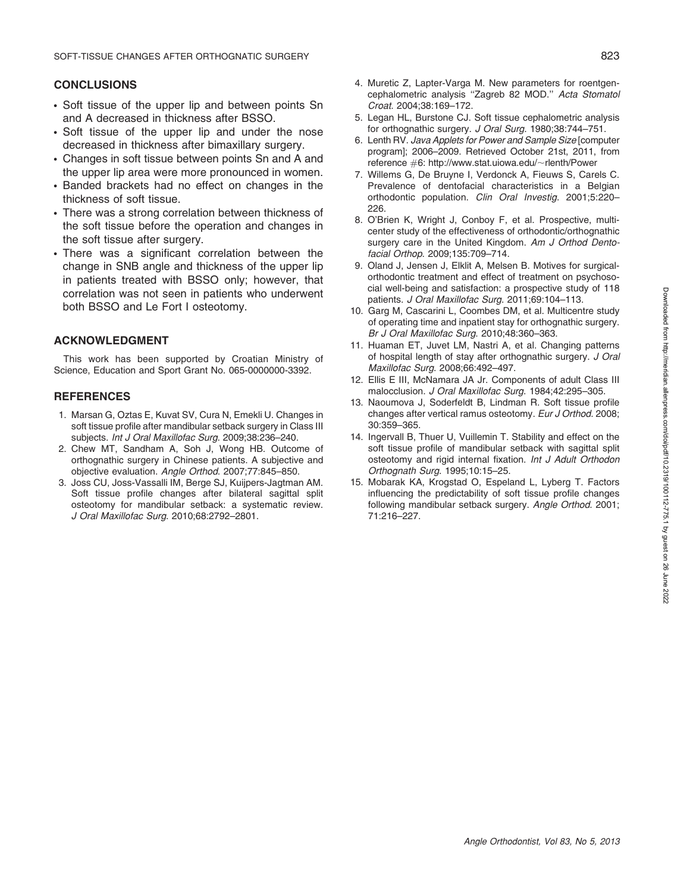## CONCLUSIONS

- Soft tissue of the upper lip and between points Sn and A decreased in thickness after BSSO.
- Soft tissue of the upper lip and under the nose decreased in thickness after bimaxillary surgery.
- Changes in soft tissue between points Sn and A and the upper lip area were more pronounced in women.
- Banded brackets had no effect on changes in the thickness of soft tissue.
- There was a strong correlation between thickness of the soft tissue before the operation and changes in the soft tissue after surgery.
- There was a significant correlation between the change in SNB angle and thickness of the upper lip in patients treated with BSSO only; however, that correlation was not seen in patients who underwent both BSSO and Le Fort I osteotomy.

## ACKNOWLEDGMENT

This work has been supported by Croatian Ministry of Science, Education and Sport Grant No. 065-0000000-3392.

## REFERENCES

1. Marsan G, Oztas E, Kuvat SV, Cura N, Emekli U. Changes in soft tissue profile after mandibular setback surgery in Class III subjects. *Int J Oral Maxillofac Surg*. 2009;38:236–240.
2. Chew MT, Sandham A, Soh J, Wong HB. Outcome of orthognathic surgery in Chinese patients. A subjective and objective evaluation. *Angle Orthod*. 2007;77:845–850.
3. Joss CU, Joss-Vassalli IM, Berge SJ, Kuijpers-Jagtman AM. Soft tissue profile changes after bilateral sagittal split osteotomy for mandibular setback: a systematic review. *J Oral Maxillofac Surg*. 2010;68:2792–2801.
4. Muretic Z, Lapter-Varga M. New parameters for roentgen-cephalometric analysis ''Zagreb 82 MOD.'' *Acta Stomatol Croat*. 2004;38:169–172.
5. Legan HL, Burstone CJ. Soft tissue cephalometric analysis for orthognathic surgery. *J Oral Surg*. 1980;38:744–751.
6. Lenth RV. *Java Applets for Power and Sample Size* [computer program]; 2006–2009. Retrieved October 21st, 2011, from reference #6: http://www.stat.uiowa.edu/~rlenth/Power
7. Willems G, De Bruyne I, Verdonck A, Fieuws S, Carels C. Prevalence of dentofacial characteristics in a Belgian orthodontic population. *Clin Oral Investig*. 2001;5:220–226.
8. O'Brien K, Wright J, Conboy F, et al. Prospective, multicenter study of the effectiveness of orthodontic/orthognathic surgery care in the United Kingdom. *Am J Orthod Dentofacial Orthop*. 2009;135:709–714.
9. Oland J, Jensen J, Elklit A, Melsen B. Motives for surgical-orthodontic treatment and effect of treatment on psychosocial well-being and satisfaction: a prospective study of 118 patients. *J Oral Maxillofac Surg*. 2011;69:104–113.
10. Garg M, Cascarini L, Coombes DM, et al. Multicentre study of operating time and inpatient stay for orthognathic surgery. *Br J Oral Maxillofac Surg*. 2010;48:360–363.
11. Huaman ET, Juvet LM, Nastri A, et al. Changing patterns of hospital length of stay after orthognathic surgery. *J Oral Maxillofac Surg*. 2008;66:492–497.
12. Ellis E III, McNamara JA Jr. Components of adult Class III malocclusion. *J Oral Maxillofac Surg*. 1984;42:295–305.
13. Naoumova J, Soderfeldt B, Lindman R. Soft tissue profile changes after vertical ramus osteotomy. *Eur J Orthod*. 2008;30:359–365.
14. Ingervall B, Thuer U, Vuillemin T. Stability and effect on the soft tissue profile of mandibular setback with sagittal split osteotomy and rigid internal fixation. *Int J Adult Orthodon Orthognath Surg*. 1995;10:15–25.
15. Mobarak KA, Krogstad O, Espeland L, Lyberg T. Factors influencing the predictability of soft tissue profile changes following mandibular setback surgery. *Angle Orthod*. 2001;71:216–227.